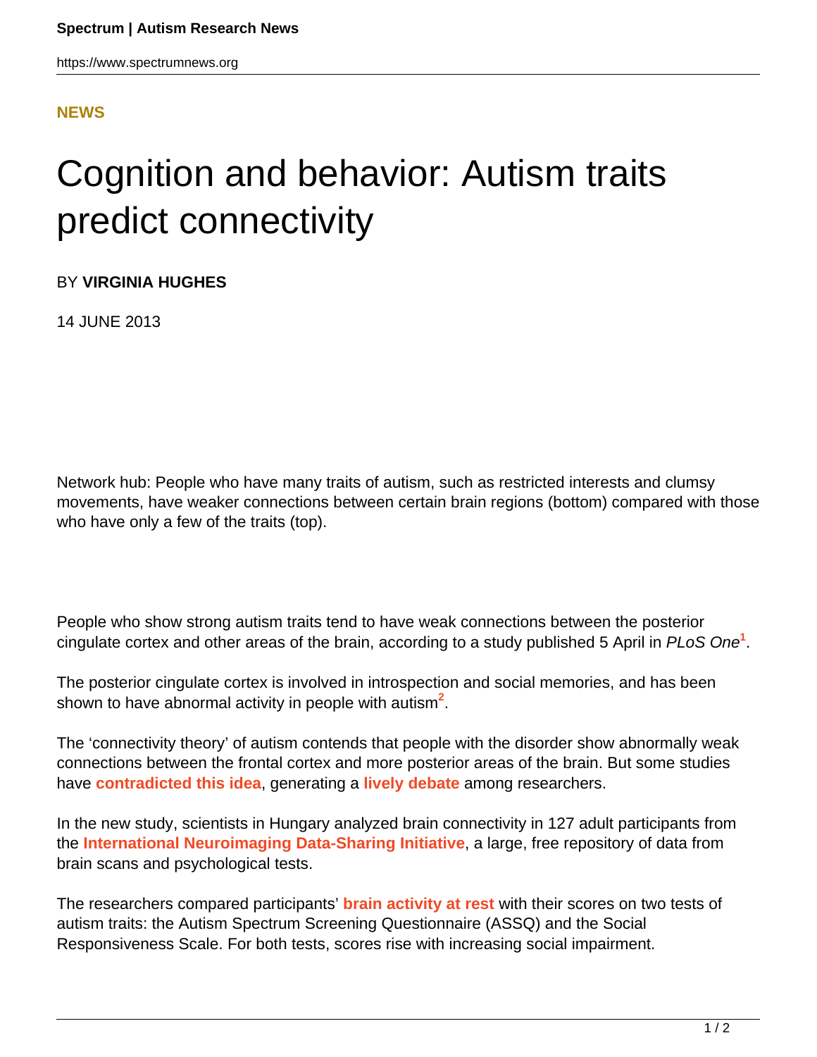**NEWS**

# Cognition and behavior: Autism traits predict connectivity

BY **VIRGINIA HUGHES**

14 JUNE 2013

Network hub: People who have many traits of autism, such as restricted interests and clumsy movements, have weaker connections between certain brain regions (bottom) compared with those who have only a few of the traits (top).

People who show strong autism traits tend to have weak connections between the posterior cingulate cortex and other areas of the brain, according to a study published 5 April in *PLoS One*[1].

The posterior cingulate cortex is involved in introspection and social memories, and has been shown to have abnormal activity in people with autism[2].

The 'connectivity theory' of autism contends that people with the disorder show abnormally weak connections between the frontal cortex and more posterior areas of the brain. But some studies have **contradicted this idea**, generating a **lively debate** among researchers.

In the new study, scientists in Hungary analyzed brain connectivity in 127 adult participants from the **International Neuroimaging Data-Sharing Initiative**, a large, free repository of data from brain scans and psychological tests.

The researchers compared participants' **brain activity at rest** with their scores on two tests of autism traits: the Autism Spectrum Screening Questionnaire (ASSQ) and the Social Responsiveness Scale. For both tests, scores rise with increasing social impairment.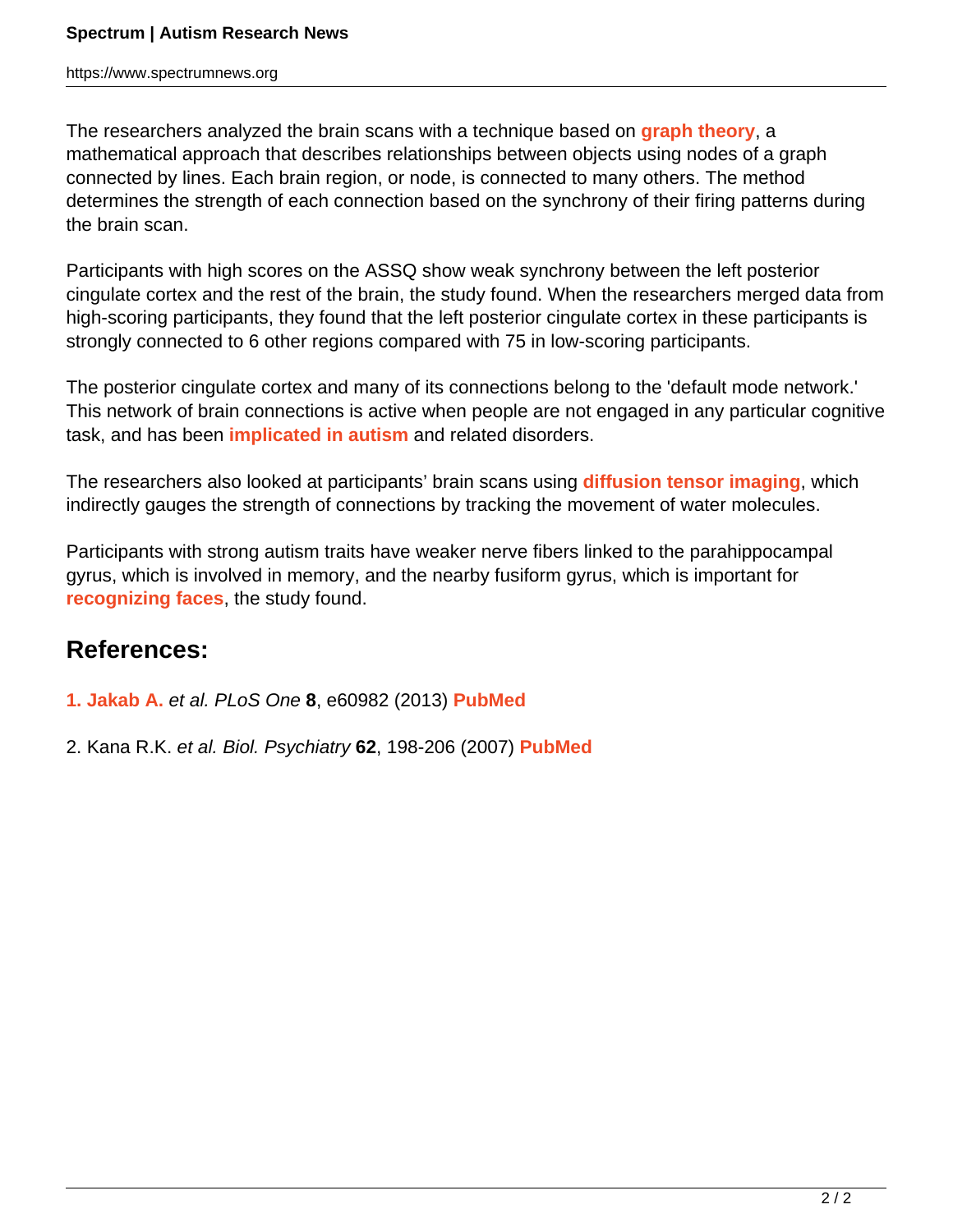The researchers analyzed the brain scans with a technique based on **graph theory**, a mathematical approach that describes relationships between objects using nodes of a graph connected by lines. Each brain region, or node, is connected to many others. The method determines the strength of each connection based on the synchrony of their firing patterns during the brain scan.

Participants with high scores on the ASSQ show weak synchrony between the left posterior cingulate cortex and the rest of the brain, the study found. When the researchers merged data from high-scoring participants, they found that the left posterior cingulate cortex in these participants is strongly connected to 6 other regions compared with 75 in low-scoring participants.

The posterior cingulate cortex and many of its connections belong to the 'default mode network.' This network of brain connections is active when people are not engaged in any particular cognitive task, and has been **implicated in autism** and related disorders.

The researchers also looked at participants' brain scans using **diffusion tensor imaging**, which indirectly gauges the strength of connections by tracking the movement of water molecules.

Participants with strong autism traits have weaker nerve fibers linked to the parahippocampal gyrus, which is involved in memory, and the nearby fusiform gyrus, which is important for **recognizing faces**, the study found.

## References:

**1. Jakab A.** *et al. PLoS One* **8**, e60982 (2013) **PubMed**

2. Kana R.K. *et al. Biol. Psychiatry* **62**, 198-206 (2007) **PubMed**